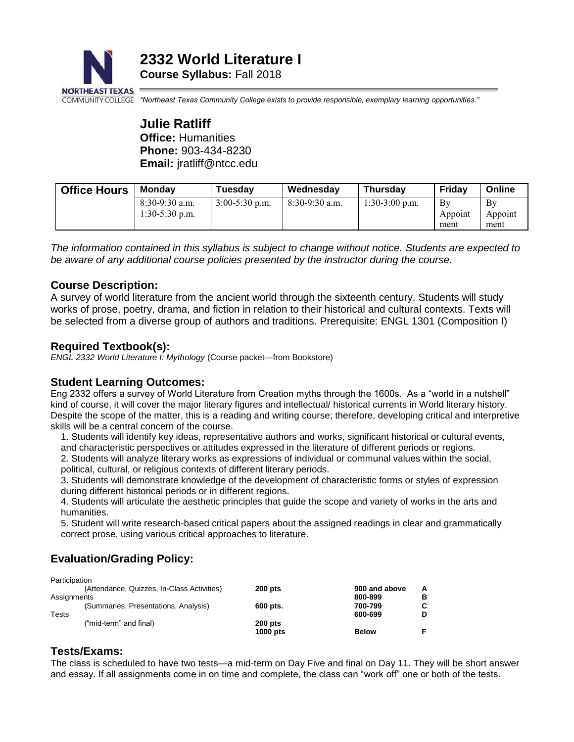# 2332 World Literature I

**Course Syllabus:** Fall 2018

*"Northeast Texas Community College exists to provide responsible, exemplary learning opportunities."*

## Julie Ratliff

**Office:** Humanities
**Phone:** 903-434-8230
**Email:** jratliff@ntcc.edu

| Office Hours | Monday | Tuesday | Wednesday | Thursday | Friday | Online |
|---|---|---|---|---|---|---|
| | 8:30-9:30 a.m. 1:30-5:30 p.m. | 3:00-5:30 p.m. | 8:30-9:30 a.m. | 1:30-3:00 p.m. | By Appointment | By Appointment |

*The information contained in this syllabus is subject to change without notice. Students are expected to be aware of any additional course policies presented by the instructor during the course.*

### Course Description:

A survey of world literature from the ancient world through the sixteenth century. Students will study works of prose, poetry, drama, and fiction in relation to their historical and cultural contexts. Texts will be selected from a diverse group of authors and traditions. Prerequisite: ENGL 1301 (Composition I)

### Required Textbook(s):

*ENGL 2332 World Literature I: Mythology* (Course packet—from Bookstore)

### Student Learning Outcomes:

Eng 2332 offers a survey of World Literature from Creation myths through the 1600s. As a "world in a nutshell" kind of course, it will cover the major literary figures and intellectual/ historical currents in World literary history. Despite the scope of the matter, this is a reading and writing course; therefore, developing critical and interpretive skills will be a central concern of the course.

1. Students will identify key ideas, representative authors and works, significant historical or cultural events, and characteristic perspectives or attitudes expressed in the literature of different periods or regions.
2. Students will analyze literary works as expressions of individual or communal values within the social, political, cultural, or religious contexts of different literary periods.
3. Students will demonstrate knowledge of the development of characteristic forms or styles of expression during different historical periods or in different regions.
4. Students will articulate the aesthetic principles that guide the scope and variety of works in the arts and humanities.
5. Student will write research-based critical papers about the assigned readings in clear and grammatically correct prose, using various critical approaches to literature.

### Evaluation/Grading Policy:

| Category | Points | Score | Grade |
|---|---|---|---|
| Participation (Attendance, Quizzes, In-Class Activities) | **200 pts** | **900 and above** | **A** |
| Assignments (Summaries, Presentations, Analysis) | **600 pts.** | **800-899** | **B** |
| Tests ("mid-term" and final) | **200 pts** | **700-799** | **C** |
| | **1000 pts** | **600-699** | **D** |
| | | **Below** | **F** |

### Tests/Exams:

The class is scheduled to have two tests—a mid-term on Day Five and final on Day 11. They will be short answer and essay. If all assignments come in on time and complete, the class can "work off" one or both of the tests.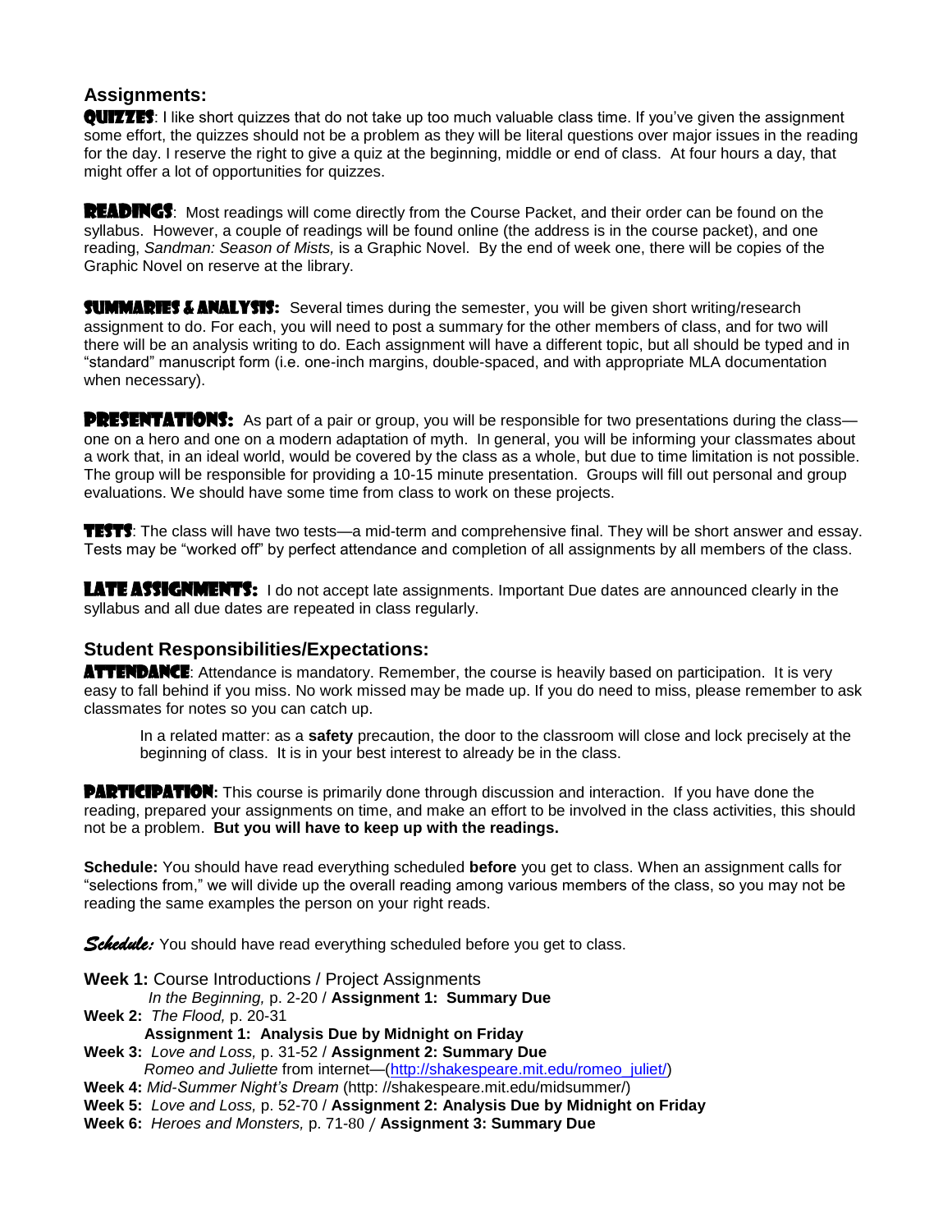## Assignments:

**Quizzes**: I like short quizzes that do not take up too much valuable class time. If you've given the assignment some effort, the quizzes should not be a problem as they will be literal questions over major issues in the reading for the day. I reserve the right to give a quiz at the beginning, middle or end of class. At four hours a day, that might offer a lot of opportunities for quizzes.

**Readings**: Most readings will come directly from the Course Packet, and their order can be found on the syllabus. However, a couple of readings will be found online (the address is in the course packet), and one reading, *Sandman: Season of Mists,* is a Graphic Novel. By the end of week one, there will be copies of the Graphic Novel on reserve at the library.

**Summaries & Analysis:** Several times during the semester, you will be given short writing/research assignment to do. For each, you will need to post a summary for the other members of class, and for two will there will be an analysis writing to do. Each assignment will have a different topic, but all should be typed and in "standard" manuscript form (i.e. one-inch margins, double-spaced, and with appropriate MLA documentation when necessary).

**Presentations:** As part of a pair or group, you will be responsible for two presentations during the class—one on a hero and one on a modern adaptation of myth. In general, you will be informing your classmates about a work that, in an ideal world, would be covered by the class as a whole, but due to time limitation is not possible. The group will be responsible for providing a 10-15 minute presentation. Groups will fill out personal and group evaluations. We should have some time from class to work on these projects.

**Tests**: The class will have two tests—a mid-term and comprehensive final. They will be short answer and essay. Tests may be "worked off" by perfect attendance and completion of all assignments by all members of the class.

**Late Assignments:** I do not accept late assignments. Important Due dates are announced clearly in the syllabus and all due dates are repeated in class regularly.

## Student Responsibilities/Expectations:

**Attendance**: Attendance is mandatory. Remember, the course is heavily based on participation. It is very easy to fall behind if you miss. No work missed may be made up. If you do need to miss, please remember to ask classmates for notes so you can catch up.

> In a related matter: as a **safety** precaution, the door to the classroom will close and lock precisely at the beginning of class. It is in your best interest to already be in the class.

**Participation**: This course is primarily done through discussion and interaction. If you have done the reading, prepared your assignments on time, and make an effort to be involved in the class activities, this should not be a problem. **But you will have to keep up with the readings.**

**Schedule:** You should have read everything scheduled **before** you get to class. When an assignment calls for "selections from," we will divide up the overall reading among various members of the class, so you may not be reading the same examples the person on your right reads.

***Schedule:*** You should have read everything scheduled before you get to class.

**Week 1:** Course Introductions / Project Assignments
*In the Beginning,* p. 2-20 / **Assignment 1: Summary Due**
**Week 2:** *The Flood,* p. 20-31
**Assignment 1: Analysis Due by Midnight on Friday**
**Week 3:** *Love and Loss,* p. 31-52 / **Assignment 2: Summary Due**
*Romeo and Juliette* from internet—(http://shakespeare.mit.edu/romeo_juliet/)
**Week 4:** *Mid-Summer Night's Dream* (http: //shakespeare.mit.edu/midsummer/)
**Week 5:** *Love and Loss,* p. 52-70 / **Assignment 2: Analysis Due by Midnight on Friday**
**Week 6:** *Heroes and Monsters,* p. 71-80 / **Assignment 3: Summary Due**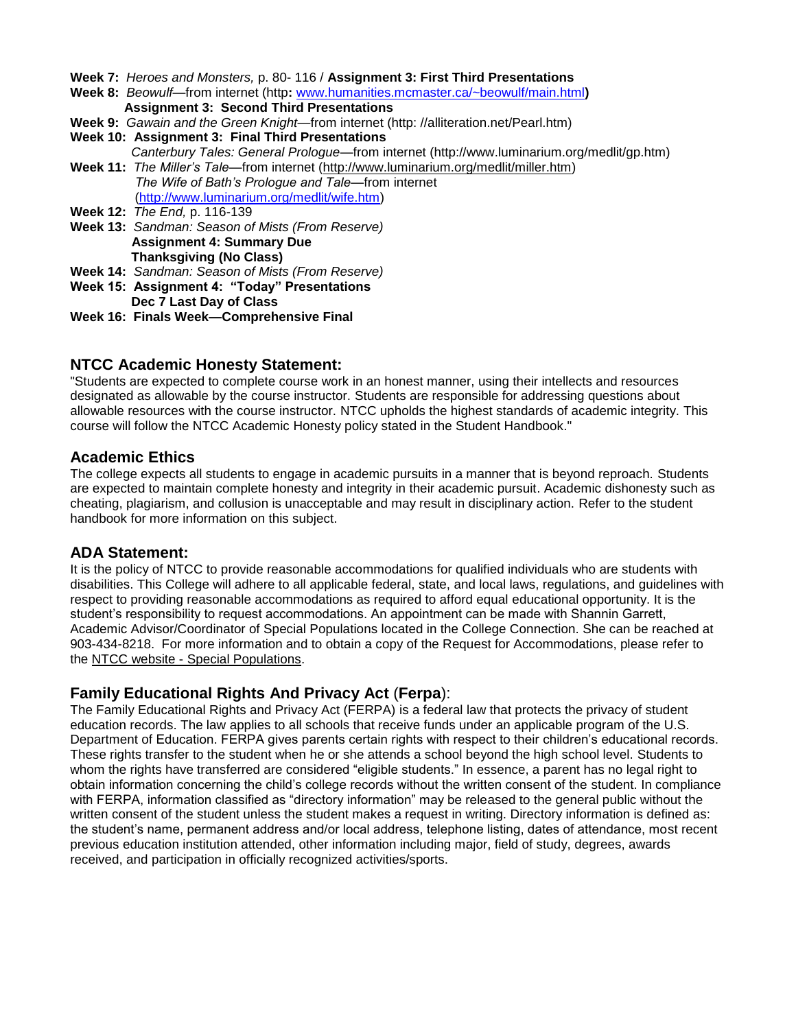**Week 7:** *Heroes and Monsters,* p. 80- 116 / **Assignment 3: First Third Presentations**
**Week 8:** *Beowulf*—from internet (http**:** www.humanities.mcmaster.ca/~beowulf/main.html**)**
**Assignment 3: Second Third Presentations**
**Week 9:** *Gawain and the Green Knight*—from internet (http: //alliteration.net/Pearl.htm)
**Week 10: Assignment 3: Final Third Presentations**
*Canterbury Tales: General Prologue*—from internet (http://www.luminarium.org/medlit/gp.htm)
**Week 11:** *The Miller's Tale*—from internet (http://www.luminarium.org/medlit/miller.htm)
*The Wife of Bath's Prologue and Tale*—from internet (http://www.luminarium.org/medlit/wife.htm)
**Week 12:** *The End,* p. 116-139
**Week 13:** *Sandman: Season of Mists (From Reserve)*
**Assignment 4: Summary Due**
**Thanksgiving (No Class)**
**Week 14:** *Sandman: Season of Mists (From Reserve)*
**Week 15: Assignment 4: "Today" Presentations**
**Dec 7 Last Day of Class**
**Week 16: Finals Week—Comprehensive Final**

## NTCC Academic Honesty Statement:

"Students are expected to complete course work in an honest manner, using their intellects and resources designated as allowable by the course instructor. Students are responsible for addressing questions about allowable resources with the course instructor. NTCC upholds the highest standards of academic integrity. This course will follow the NTCC Academic Honesty policy stated in the Student Handbook."

## Academic Ethics

The college expects all students to engage in academic pursuits in a manner that is beyond reproach. Students are expected to maintain complete honesty and integrity in their academic pursuit. Academic dishonesty such as cheating, plagiarism, and collusion is unacceptable and may result in disciplinary action. Refer to the student handbook for more information on this subject.

## ADA Statement:

It is the policy of NTCC to provide reasonable accommodations for qualified individuals who are students with disabilities. This College will adhere to all applicable federal, state, and local laws, regulations, and guidelines with respect to providing reasonable accommodations as required to afford equal educational opportunity. It is the student's responsibility to request accommodations. An appointment can be made with Shannin Garrett, Academic Advisor/Coordinator of Special Populations located in the College Connection. She can be reached at 903-434-8218. For more information and to obtain a copy of the Request for Accommodations, please refer to the NTCC website - Special Populations.

## Family Educational Rights And Privacy Act (Ferpa):

The Family Educational Rights and Privacy Act (FERPA) is a federal law that protects the privacy of student education records. The law applies to all schools that receive funds under an applicable program of the U.S. Department of Education. FERPA gives parents certain rights with respect to their children's educational records. These rights transfer to the student when he or she attends a school beyond the high school level. Students to whom the rights have transferred are considered "eligible students." In essence, a parent has no legal right to obtain information concerning the child's college records without the written consent of the student. In compliance with FERPA, information classified as "directory information" may be released to the general public without the written consent of the student unless the student makes a request in writing. Directory information is defined as: the student's name, permanent address and/or local address, telephone listing, dates of attendance, most recent previous education institution attended, other information including major, field of study, degrees, awards received, and participation in officially recognized activities/sports.